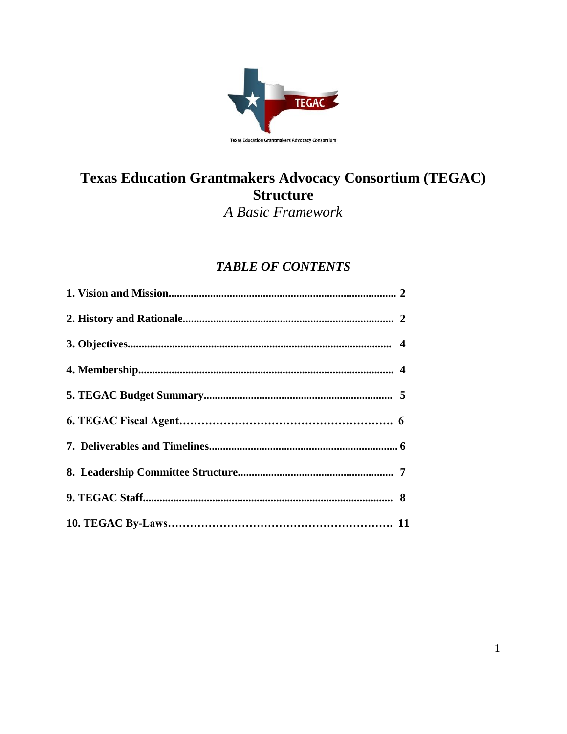TEGAC

Texas Education Grantmakers Advocacy Consortium

# Texas Education Grantmakers Advocacy Consortium (TEGAC) Structure

*A Basic Framework*

## *TABLE OF CONTENTS*

**1. Vision and Mission................................................................................ 2**

**2. History and Rationale........................................................................... 2**

**3. Objectives............................................................................................. 4**

**4. Membership.......................................................................................... 4**

**5. TEGAC Budget Summary................................................................... 5**

**6. TEGAC Fiscal Agent…………………………………………………. 6**

**7. Deliverables and Timelines.................................................................. 6**

**8. Leadership Committee Structure....................................................... 7**

**9. TEGAC Staff......................................................................................... 8**

**10. TEGAC By-Laws……………………………………………………. 11**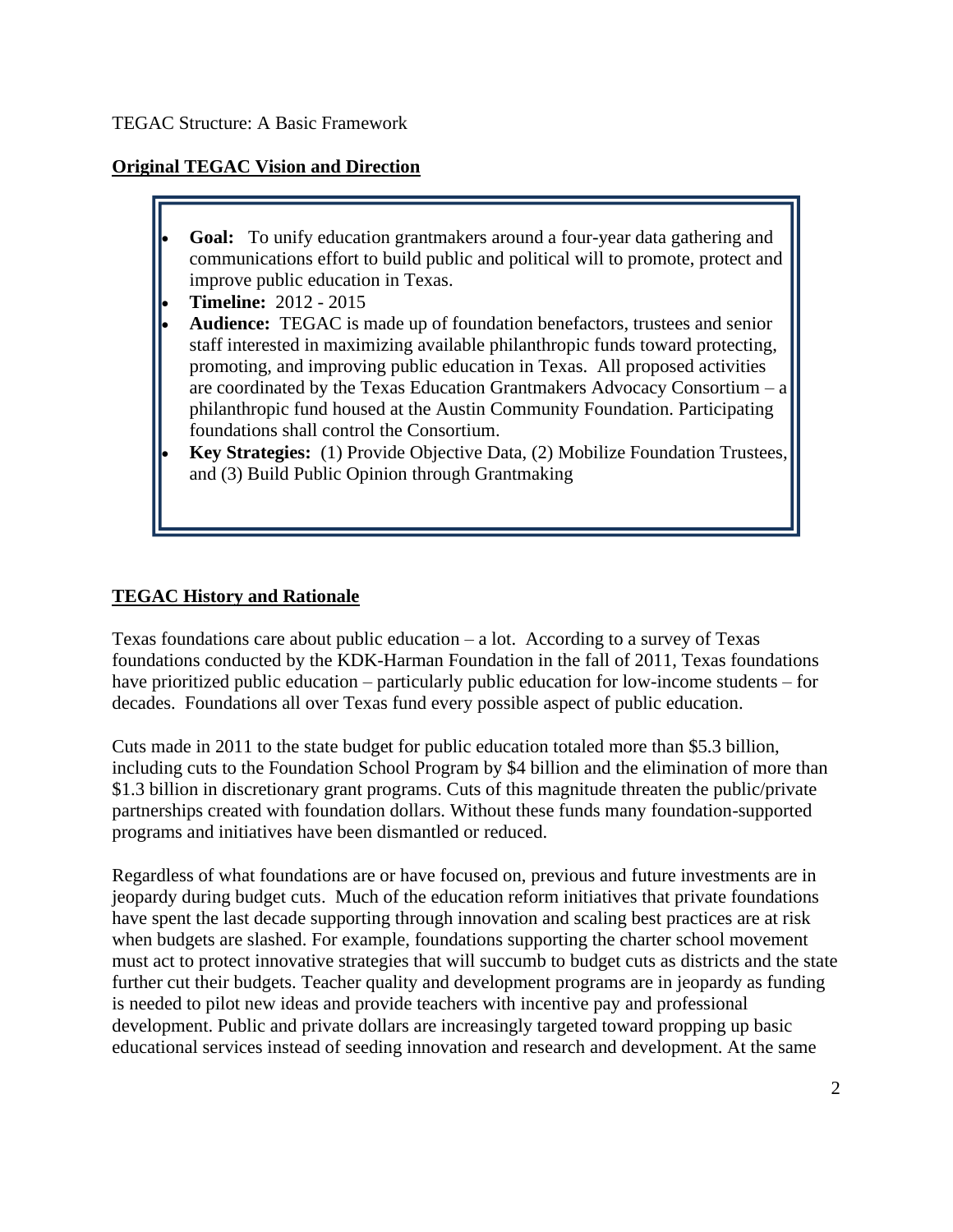TEGAC Structure: A Basic Framework

## Original TEGAC Vision and Direction

- **Goal:** To unify education grantmakers around a four-year data gathering and communications effort to build public and political will to promote, protect and improve public education in Texas.
- **Timeline:** 2012 - 2015
- **Audience:** TEGAC is made up of foundation benefactors, trustees and senior staff interested in maximizing available philanthropic funds toward protecting, promoting, and improving public education in Texas. All proposed activities are coordinated by the Texas Education Grantmakers Advocacy Consortium – a philanthropic fund housed at the Austin Community Foundation. Participating foundations shall control the Consortium.
- **Key Strategies:** (1) Provide Objective Data, (2) Mobilize Foundation Trustees, and (3) Build Public Opinion through Grantmaking

## TEGAC History and Rationale

Texas foundations care about public education – a lot. According to a survey of Texas foundations conducted by the KDK-Harman Foundation in the fall of 2011, Texas foundations have prioritized public education – particularly public education for low-income students – for decades. Foundations all over Texas fund every possible aspect of public education.

Cuts made in 2011 to the state budget for public education totaled more than $5.3 billion, including cuts to the Foundation School Program by $4 billion and the elimination of more than $1.3 billion in discretionary grant programs. Cuts of this magnitude threaten the public/private partnerships created with foundation dollars. Without these funds many foundation-supported programs and initiatives have been dismantled or reduced.

Regardless of what foundations are or have focused on, previous and future investments are in jeopardy during budget cuts. Much of the education reform initiatives that private foundations have spent the last decade supporting through innovation and scaling best practices are at risk when budgets are slashed. For example, foundations supporting the charter school movement must act to protect innovative strategies that will succumb to budget cuts as districts and the state further cut their budgets. Teacher quality and development programs are in jeopardy as funding is needed to pilot new ideas and provide teachers with incentive pay and professional development. Public and private dollars are increasingly targeted toward propping up basic educational services instead of seeding innovation and research and development. At the same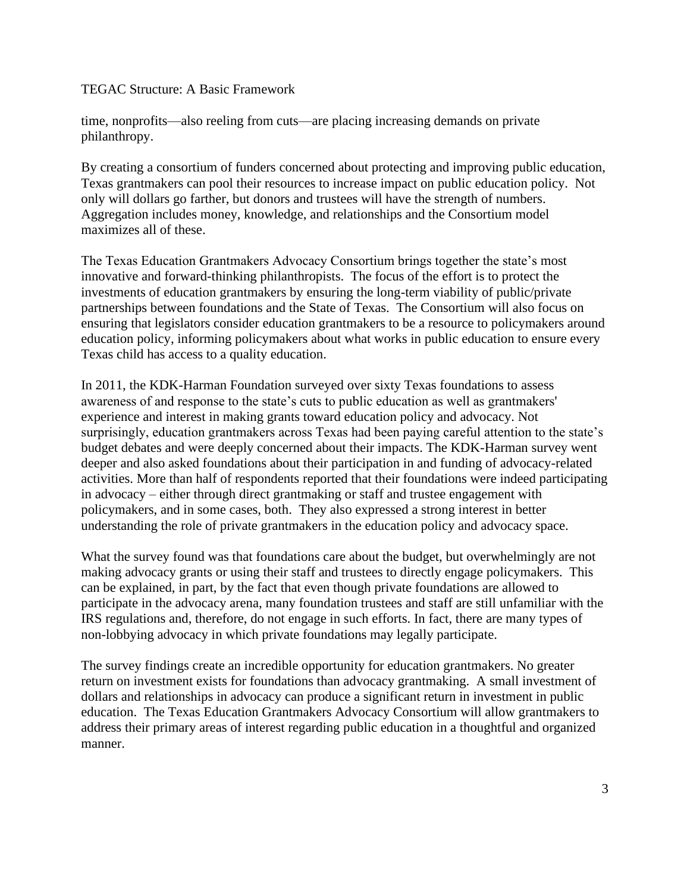time, nonprofits—also reeling from cuts—are placing increasing demands on private philanthropy.

By creating a consortium of funders concerned about protecting and improving public education, Texas grantmakers can pool their resources to increase impact on public education policy. Not only will dollars go farther, but donors and trustees will have the strength of numbers. Aggregation includes money, knowledge, and relationships and the Consortium model maximizes all of these.

The Texas Education Grantmakers Advocacy Consortium brings together the state's most innovative and forward-thinking philanthropists. The focus of the effort is to protect the investments of education grantmakers by ensuring the long-term viability of public/private partnerships between foundations and the State of Texas. The Consortium will also focus on ensuring that legislators consider education grantmakers to be a resource to policymakers around education policy, informing policymakers about what works in public education to ensure every Texas child has access to a quality education.

In 2011, the KDK-Harman Foundation surveyed over sixty Texas foundations to assess awareness of and response to the state's cuts to public education as well as grantmakers' experience and interest in making grants toward education policy and advocacy. Not surprisingly, education grantmakers across Texas had been paying careful attention to the state's budget debates and were deeply concerned about their impacts. The KDK-Harman survey went deeper and also asked foundations about their participation in and funding of advocacy-related activities. More than half of respondents reported that their foundations were indeed participating in advocacy – either through direct grantmaking or staff and trustee engagement with policymakers, and in some cases, both. They also expressed a strong interest in better understanding the role of private grantmakers in the education policy and advocacy space.

What the survey found was that foundations care about the budget, but overwhelmingly are not making advocacy grants or using their staff and trustees to directly engage policymakers. This can be explained, in part, by the fact that even though private foundations are allowed to participate in the advocacy arena, many foundation trustees and staff are still unfamiliar with the IRS regulations and, therefore, do not engage in such efforts. In fact, there are many types of non-lobbying advocacy in which private foundations may legally participate.

The survey findings create an incredible opportunity for education grantmakers. No greater return on investment exists for foundations than advocacy grantmaking. A small investment of dollars and relationships in advocacy can produce a significant return in investment in public education. The Texas Education Grantmakers Advocacy Consortium will allow grantmakers to address their primary areas of interest regarding public education in a thoughtful and organized manner.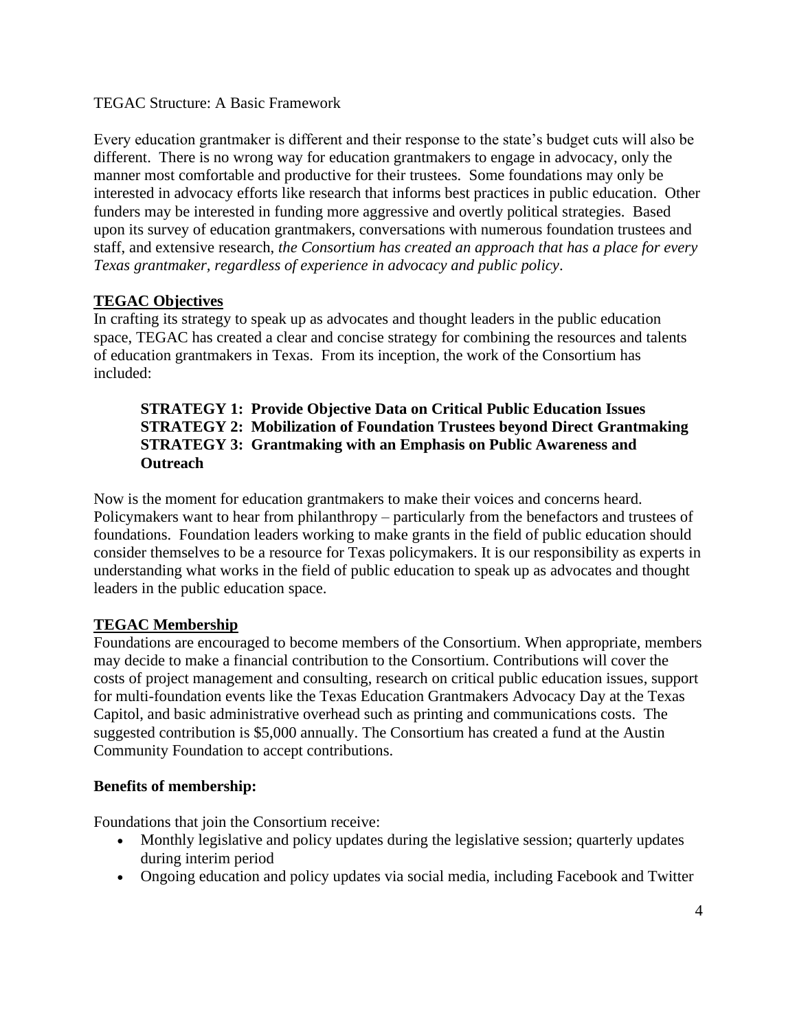TEGAC Structure: A Basic Framework

Every education grantmaker is different and their response to the state's budget cuts will also be different. There is no wrong way for education grantmakers to engage in advocacy, only the manner most comfortable and productive for their trustees. Some foundations may only be interested in advocacy efforts like research that informs best practices in public education. Other funders may be interested in funding more aggressive and overtly political strategies. Based upon its survey of education grantmakers, conversations with numerous foundation trustees and staff, and extensive research, *the Consortium has created an approach that has a place for every Texas grantmaker, regardless of experience in advocacy and public policy*.

## TEGAC Objectives

In crafting its strategy to speak up as advocates and thought leaders in the public education space, TEGAC has created a clear and concise strategy for combining the resources and talents of education grantmakers in Texas. From its inception, the work of the Consortium has included:

> **STRATEGY 1: Provide Objective Data on Critical Public Education Issues**
> **STRATEGY 2: Mobilization of Foundation Trustees beyond Direct Grantmaking**
> **STRATEGY 3: Grantmaking with an Emphasis on Public Awareness and Outreach**

Now is the moment for education grantmakers to make their voices and concerns heard. Policymakers want to hear from philanthropy – particularly from the benefactors and trustees of foundations. Foundation leaders working to make grants in the field of public education should consider themselves to be a resource for Texas policymakers. It is our responsibility as experts in understanding what works in the field of public education to speak up as advocates and thought leaders in the public education space.

## TEGAC Membership

Foundations are encouraged to become members of the Consortium. When appropriate, members may decide to make a financial contribution to the Consortium. Contributions will cover the costs of project management and consulting, research on critical public education issues, support for multi-foundation events like the Texas Education Grantmakers Advocacy Day at the Texas Capitol, and basic administrative overhead such as printing and communications costs. The suggested contribution is $5,000 annually. The Consortium has created a fund at the Austin Community Foundation to accept contributions.

### Benefits of membership:

Foundations that join the Consortium receive:

- Monthly legislative and policy updates during the legislative session; quarterly updates during interim period
- Ongoing education and policy updates via social media, including Facebook and Twitter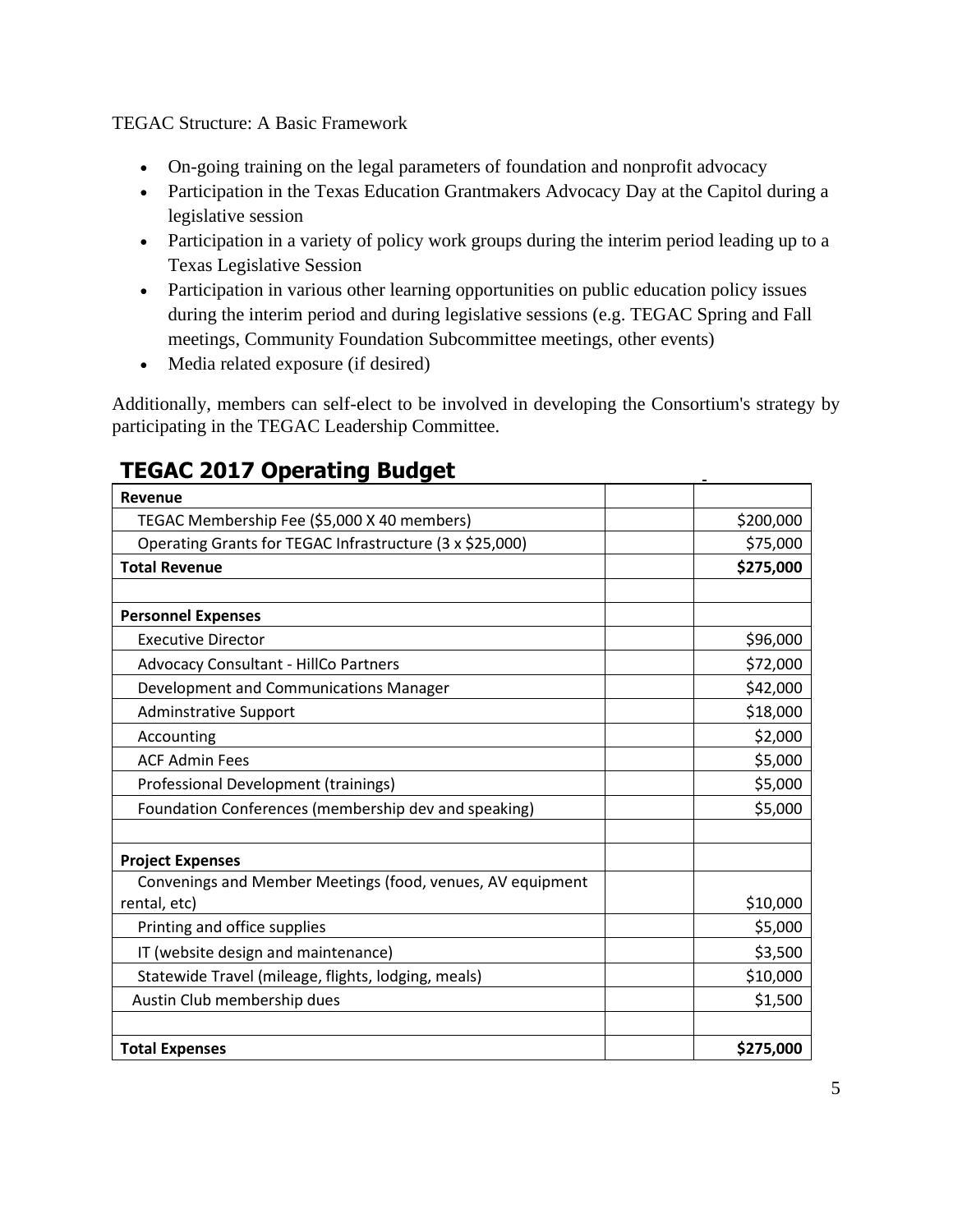TEGAC Structure: A Basic Framework

- On-going training on the legal parameters of foundation and nonprofit advocacy
- Participation in the Texas Education Grantmakers Advocacy Day at the Capitol during a legislative session
- Participation in a variety of policy work groups during the interim period leading up to a Texas Legislative Session
- Participation in various other learning opportunities on public education policy issues during the interim period and during legislative sessions (e.g. TEGAC Spring and Fall meetings, Community Foundation Subcommittee meetings, other events)
- Media related exposure (if desired)

Additionally, members can self-elect to be involved in developing the Consortium's strategy by participating in the TEGAC Leadership Committee.

## TEGAC 2017 Operating Budget

| | | |
|---|---|---|
| **Revenue** | | |
| TEGAC Membership Fee ($5,000 X 40 members) | | $200,000 |
| Operating Grants for TEGAC Infrastructure (3 x $25,000) | | $75,000 |
| **Total Revenue** | | **$275,000** |
| | | |
| **Personnel Expenses** | | |
| Executive Director | | $96,000 |
| Advocacy Consultant - HillCo Partners | | $72,000 |
| Development and Communications Manager | | $42,000 |
| Adminstrative Support | | $18,000 |
| Accounting | | $2,000 |
| ACF Admin Fees | | $5,000 |
| Professional Development (trainings) | | $5,000 |
| Foundation Conferences (membership dev and speaking) | | $5,000 |
| | | |
| **Project Expenses** | | |
| Convenings and Member Meetings (food, venues, AV equipment rental, etc) | | $10,000 |
| Printing and office supplies | | $5,000 |
| IT (website design and maintenance) | | $3,500 |
| Statewide Travel (mileage, flights, lodging, meals) | | $10,000 |
| Austin Club membership dues | | $1,500 |
| | | |
| **Total Expenses** | | **$275,000** |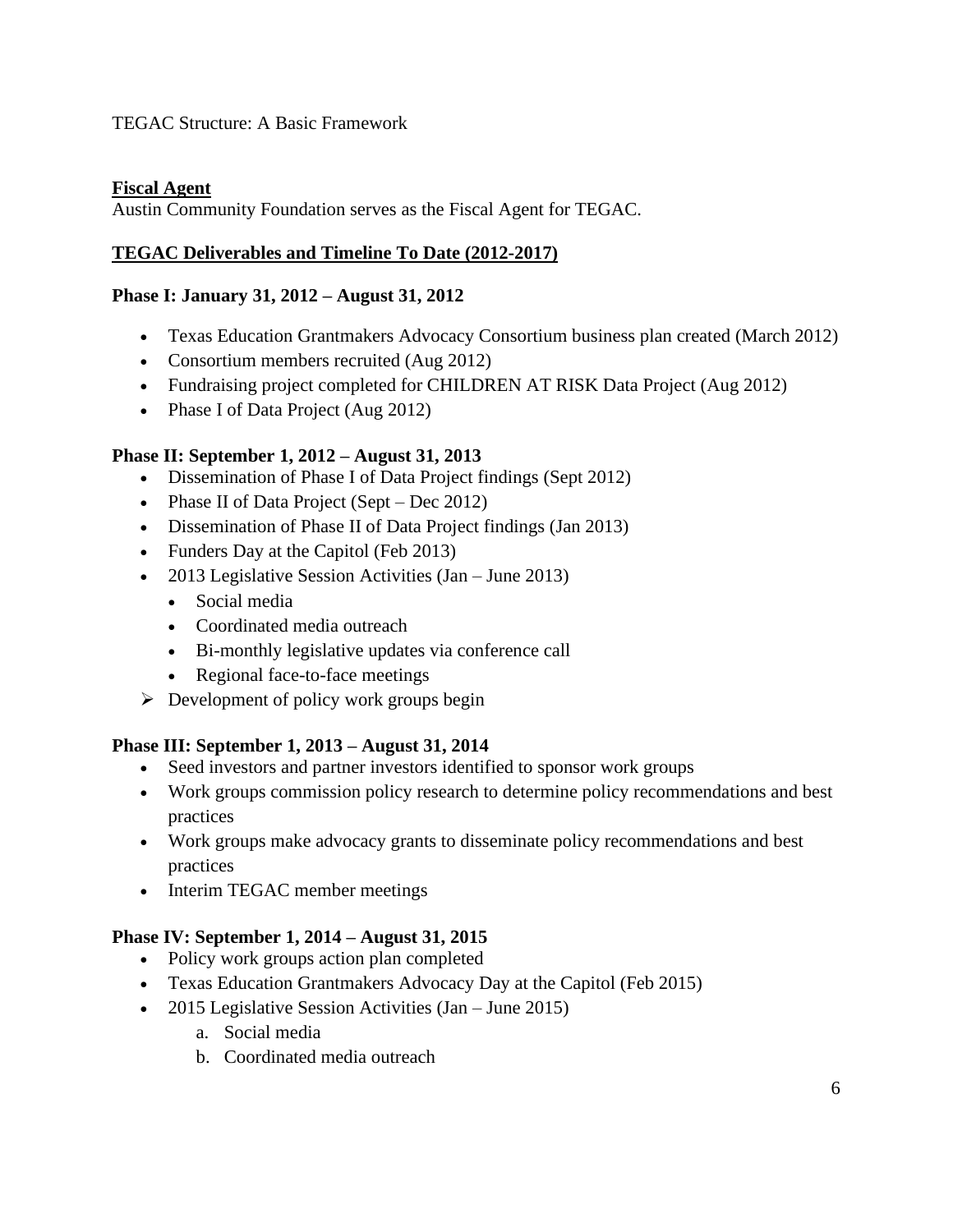TEGAC Structure: A Basic Framework

**Fiscal Agent**

Austin Community Foundation serves as the Fiscal Agent for TEGAC.

**TEGAC Deliverables and Timeline To Date (2012-2017)**

**Phase I: January 31, 2012 – August 31, 2012**

- Texas Education Grantmakers Advocacy Consortium business plan created (March 2012)
- Consortium members recruited (Aug 2012)
- Fundraising project completed for CHILDREN AT RISK Data Project (Aug 2012)
- Phase I of Data Project (Aug 2012)

**Phase II: September 1, 2012 – August 31, 2013**

- Dissemination of Phase I of Data Project findings (Sept 2012)
- Phase II of Data Project (Sept – Dec 2012)
- Dissemination of Phase II of Data Project findings (Jan 2013)
- Funders Day at the Capitol (Feb 2013)
- 2013 Legislative Session Activities (Jan – June 2013)
  - Social media
  - Coordinated media outreach
  - Bi-monthly legislative updates via conference call
  - Regional face-to-face meetings
- ➢ Development of policy work groups begin

**Phase III: September 1, 2013 – August 31, 2014**

- Seed investors and partner investors identified to sponsor work groups
- Work groups commission policy research to determine policy recommendations and best practices
- Work groups make advocacy grants to disseminate policy recommendations and best practices
- Interim TEGAC member meetings

**Phase IV: September 1, 2014 – August 31, 2015**

- Policy work groups action plan completed
- Texas Education Grantmakers Advocacy Day at the Capitol (Feb 2015)
- 2015 Legislative Session Activities (Jan – June 2015)
  a. Social media
  b. Coordinated media outreach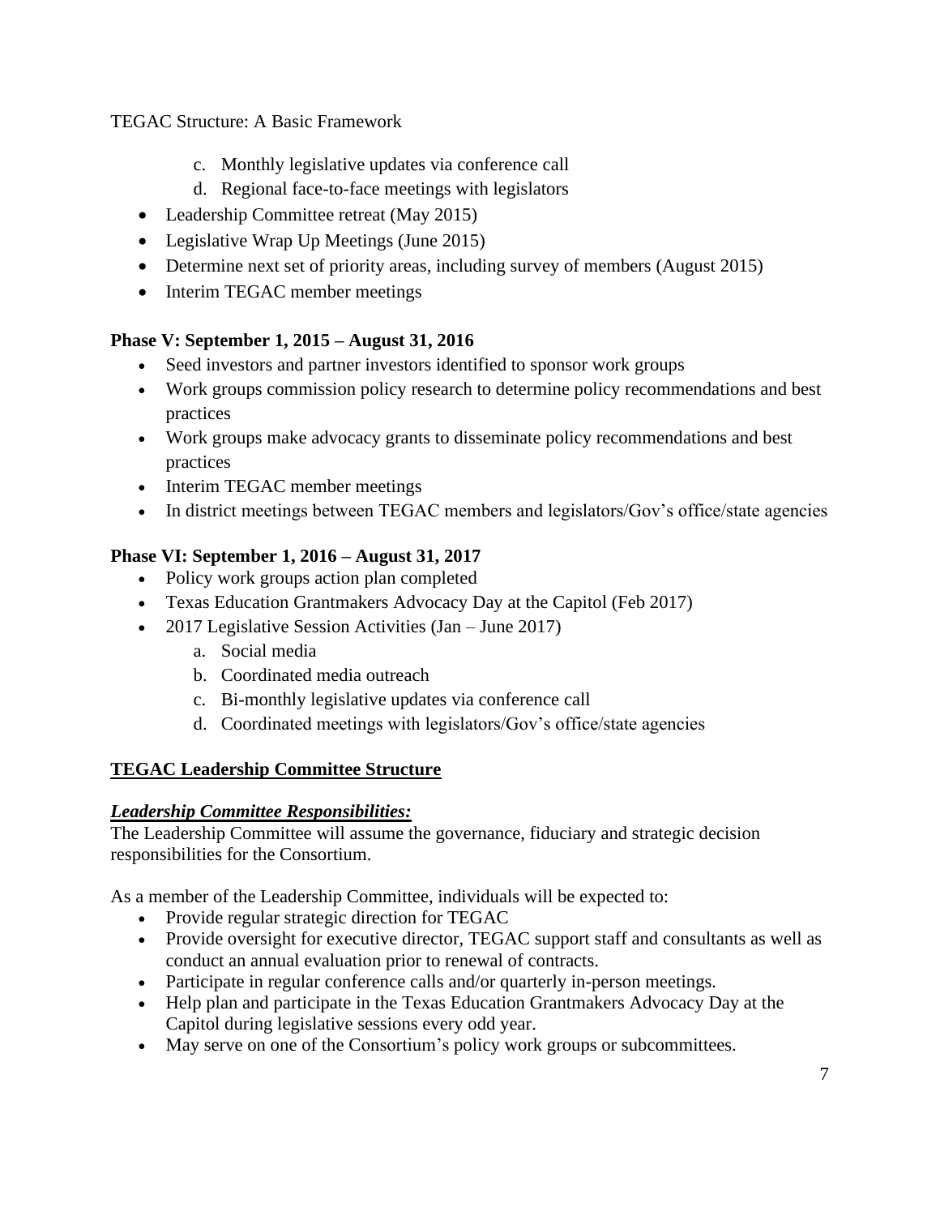TEGAC Structure: A Basic Framework

   c. Monthly legislative updates via conference call
   d. Regional face-to-face meetings with legislators
- Leadership Committee retreat (May 2015)
- Legislative Wrap Up Meetings (June 2015)
- Determine next set of priority areas, including survey of members (August 2015)
- Interim TEGAC member meetings

**Phase V: September 1, 2015 – August 31, 2016**

- Seed investors and partner investors identified to sponsor work groups
- Work groups commission policy research to determine policy recommendations and best practices
- Work groups make advocacy grants to disseminate policy recommendations and best practices
- Interim TEGAC member meetings
- In district meetings between TEGAC members and legislators/Gov's office/state agencies

**Phase VI: September 1, 2016 – August 31, 2017**

- Policy work groups action plan completed
- Texas Education Grantmakers Advocacy Day at the Capitol (Feb 2017)
- 2017 Legislative Session Activities (Jan – June 2017)
   a. Social media
   b. Coordinated media outreach
   c. Bi-monthly legislative updates via conference call
   d. Coordinated meetings with legislators/Gov's office/state agencies

**<u>TEGAC Leadership Committee Structure</u>**

***<u>Leadership Committee Responsibilities:</u>***

The Leadership Committee will assume the governance, fiduciary and strategic decision responsibilities for the Consortium.

As a member of the Leadership Committee, individuals will be expected to:

- Provide regular strategic direction for TEGAC
- Provide oversight for executive director, TEGAC support staff and consultants as well as conduct an annual evaluation prior to renewal of contracts.
- Participate in regular conference calls and/or quarterly in-person meetings.
- Help plan and participate in the Texas Education Grantmakers Advocacy Day at the Capitol during legislative sessions every odd year.
- May serve on one of the Consortium's policy work groups or subcommittees.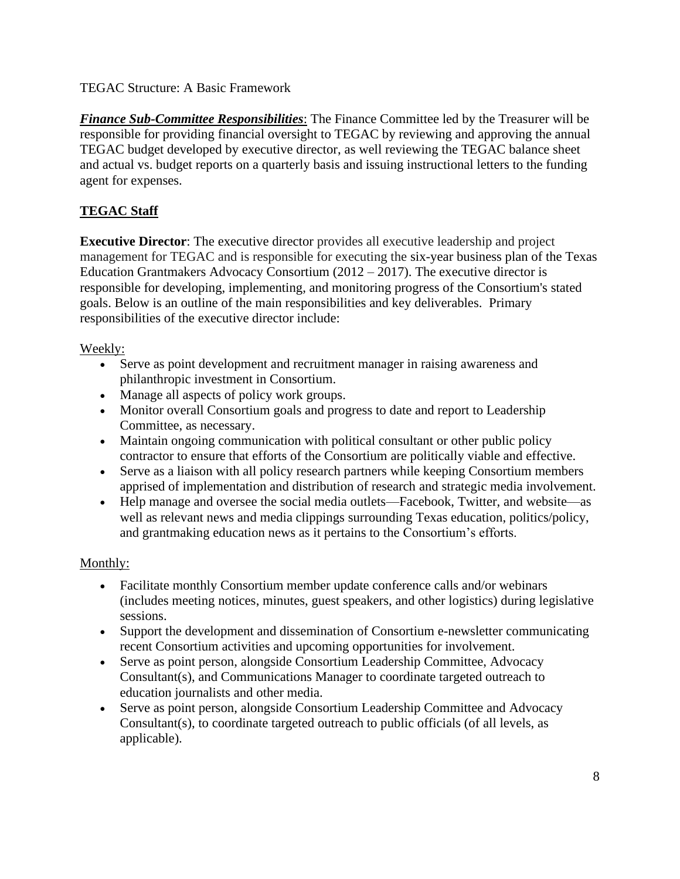TEGAC Structure: A Basic Framework

***Finance Sub-Committee Responsibilities***: The Finance Committee led by the Treasurer will be responsible for providing financial oversight to TEGAC by reviewing and approving the annual TEGAC budget developed by executive director, as well reviewing the TEGAC balance sheet and actual vs. budget reports on a quarterly basis and issuing instructional letters to the funding agent for expenses.

## TEGAC Staff

**Executive Director**: The executive director provides all executive leadership and project management for TEGAC and is responsible for executing the six-year business plan of the Texas Education Grantmakers Advocacy Consortium (2012 – 2017). The executive director is responsible for developing, implementing, and monitoring progress of the Consortium's stated goals. Below is an outline of the main responsibilities and key deliverables. Primary responsibilities of the executive director include:

Weekly:

- Serve as point development and recruitment manager in raising awareness and philanthropic investment in Consortium.
- Manage all aspects of policy work groups.
- Monitor overall Consortium goals and progress to date and report to Leadership Committee, as necessary.
- Maintain ongoing communication with political consultant or other public policy contractor to ensure that efforts of the Consortium are politically viable and effective.
- Serve as a liaison with all policy research partners while keeping Consortium members apprised of implementation and distribution of research and strategic media involvement.
- Help manage and oversee the social media outlets—Facebook, Twitter, and website—as well as relevant news and media clippings surrounding Texas education, politics/policy, and grantmaking education news as it pertains to the Consortium's efforts.

Monthly:

- Facilitate monthly Consortium member update conference calls and/or webinars (includes meeting notices, minutes, guest speakers, and other logistics) during legislative sessions.
- Support the development and dissemination of Consortium e-newsletter communicating recent Consortium activities and upcoming opportunities for involvement.
- Serve as point person, alongside Consortium Leadership Committee, Advocacy Consultant(s), and Communications Manager to coordinate targeted outreach to education journalists and other media.
- Serve as point person, alongside Consortium Leadership Committee and Advocacy Consultant(s), to coordinate targeted outreach to public officials (of all levels, as applicable).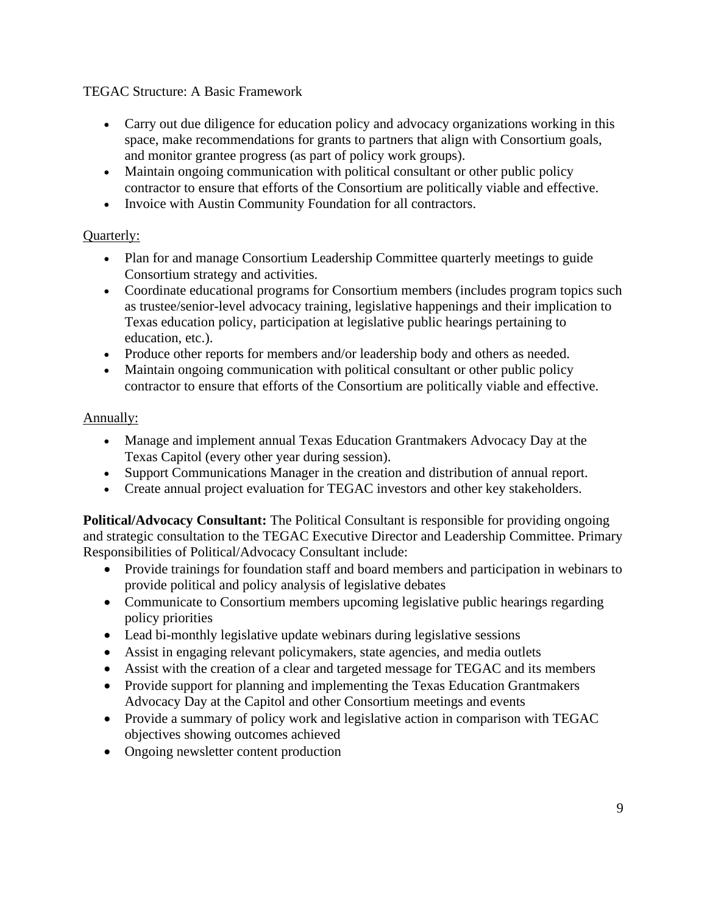TEGAC Structure: A Basic Framework

- Carry out due diligence for education policy and advocacy organizations working in this space, make recommendations for grants to partners that align with Consortium goals, and monitor grantee progress (as part of policy work groups).
- Maintain ongoing communication with political consultant or other public policy contractor to ensure that efforts of the Consortium are politically viable and effective.
- Invoice with Austin Community Foundation for all contractors.

<u>Quarterly:</u>

- Plan for and manage Consortium Leadership Committee quarterly meetings to guide Consortium strategy and activities.
- Coordinate educational programs for Consortium members (includes program topics such as trustee/senior-level advocacy training, legislative happenings and their implication to Texas education policy, participation at legislative public hearings pertaining to education, etc.).
- Produce other reports for members and/or leadership body and others as needed.
- Maintain ongoing communication with political consultant or other public policy contractor to ensure that efforts of the Consortium are politically viable and effective.

<u>Annually:</u>

- Manage and implement annual Texas Education Grantmakers Advocacy Day at the Texas Capitol (every other year during session).
- Support Communications Manager in the creation and distribution of annual report.
- Create annual project evaluation for TEGAC investors and other key stakeholders.

**Political/Advocacy Consultant:** The Political Consultant is responsible for providing ongoing and strategic consultation to the TEGAC Executive Director and Leadership Committee. Primary Responsibilities of Political/Advocacy Consultant include:

- Provide trainings for foundation staff and board members and participation in webinars to provide political and policy analysis of legislative debates
- Communicate to Consortium members upcoming legislative public hearings regarding policy priorities
- Lead bi-monthly legislative update webinars during legislative sessions
- Assist in engaging relevant policymakers, state agencies, and media outlets
- Assist with the creation of a clear and targeted message for TEGAC and its members
- Provide support for planning and implementing the Texas Education Grantmakers Advocacy Day at the Capitol and other Consortium meetings and events
- Provide a summary of policy work and legislative action in comparison with TEGAC objectives showing outcomes achieved
- Ongoing newsletter content production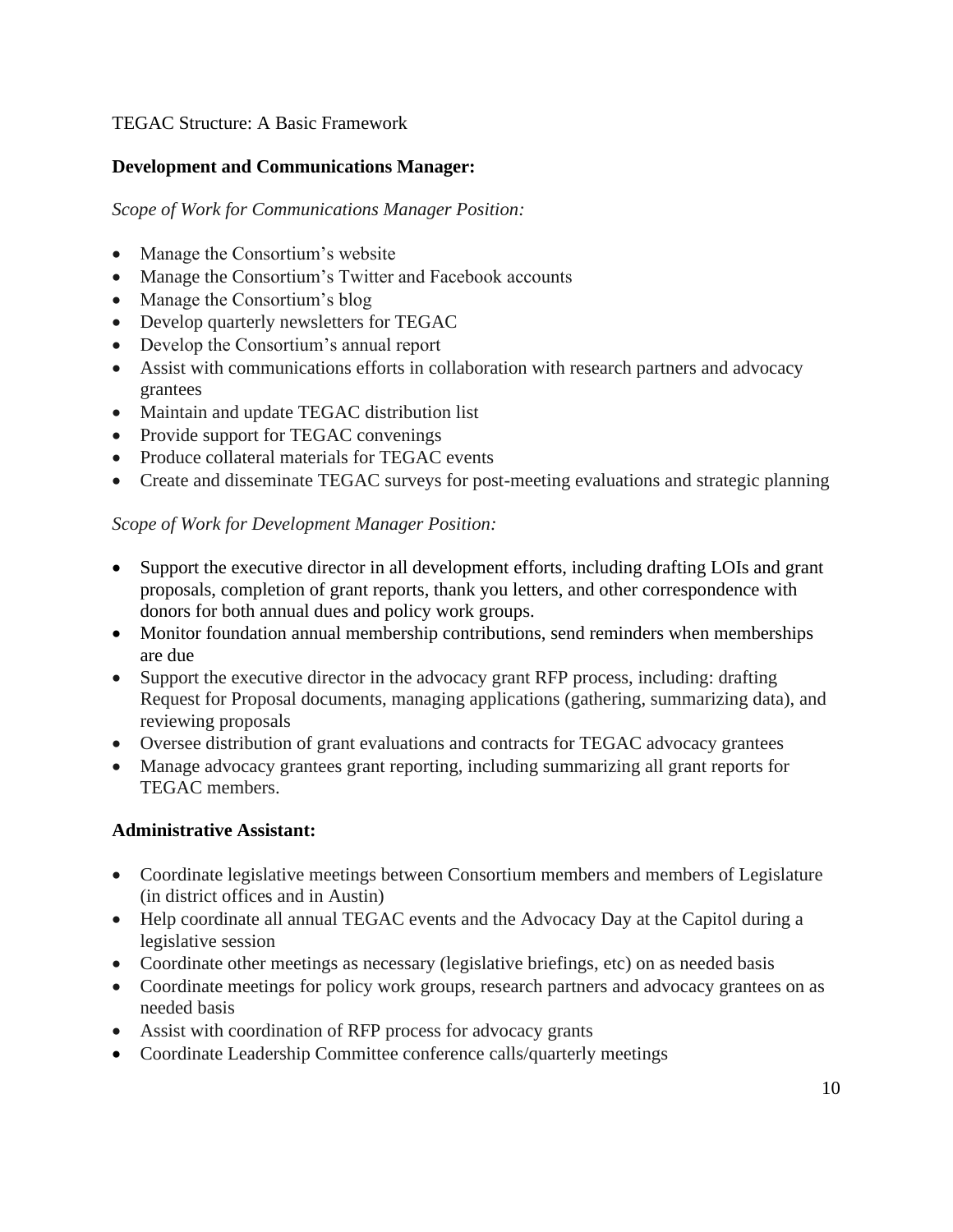TEGAC Structure: A Basic Framework

**Development and Communications Manager:**

*Scope of Work for Communications Manager Position:*

- Manage the Consortium's website
- Manage the Consortium's Twitter and Facebook accounts
- Manage the Consortium's blog
- Develop quarterly newsletters for TEGAC
- Develop the Consortium's annual report
- Assist with communications efforts in collaboration with research partners and advocacy grantees
- Maintain and update TEGAC distribution list
- Provide support for TEGAC convenings
- Produce collateral materials for TEGAC events
- Create and disseminate TEGAC surveys for post-meeting evaluations and strategic planning

*Scope of Work for Development Manager Position:*

- Support the executive director in all development efforts, including drafting LOIs and grant proposals, completion of grant reports, thank you letters, and other correspondence with donors for both annual dues and policy work groups.
- Monitor foundation annual membership contributions, send reminders when memberships are due
- Support the executive director in the advocacy grant RFP process, including: drafting Request for Proposal documents, managing applications (gathering, summarizing data), and reviewing proposals
- Oversee distribution of grant evaluations and contracts for TEGAC advocacy grantees
- Manage advocacy grantees grant reporting, including summarizing all grant reports for TEGAC members.

**Administrative Assistant:**

- Coordinate legislative meetings between Consortium members and members of Legislature (in district offices and in Austin)
- Help coordinate all annual TEGAC events and the Advocacy Day at the Capitol during a legislative session
- Coordinate other meetings as necessary (legislative briefings, etc) on as needed basis
- Coordinate meetings for policy work groups, research partners and advocacy grantees on as needed basis
- Assist with coordination of RFP process for advocacy grants
- Coordinate Leadership Committee conference calls/quarterly meetings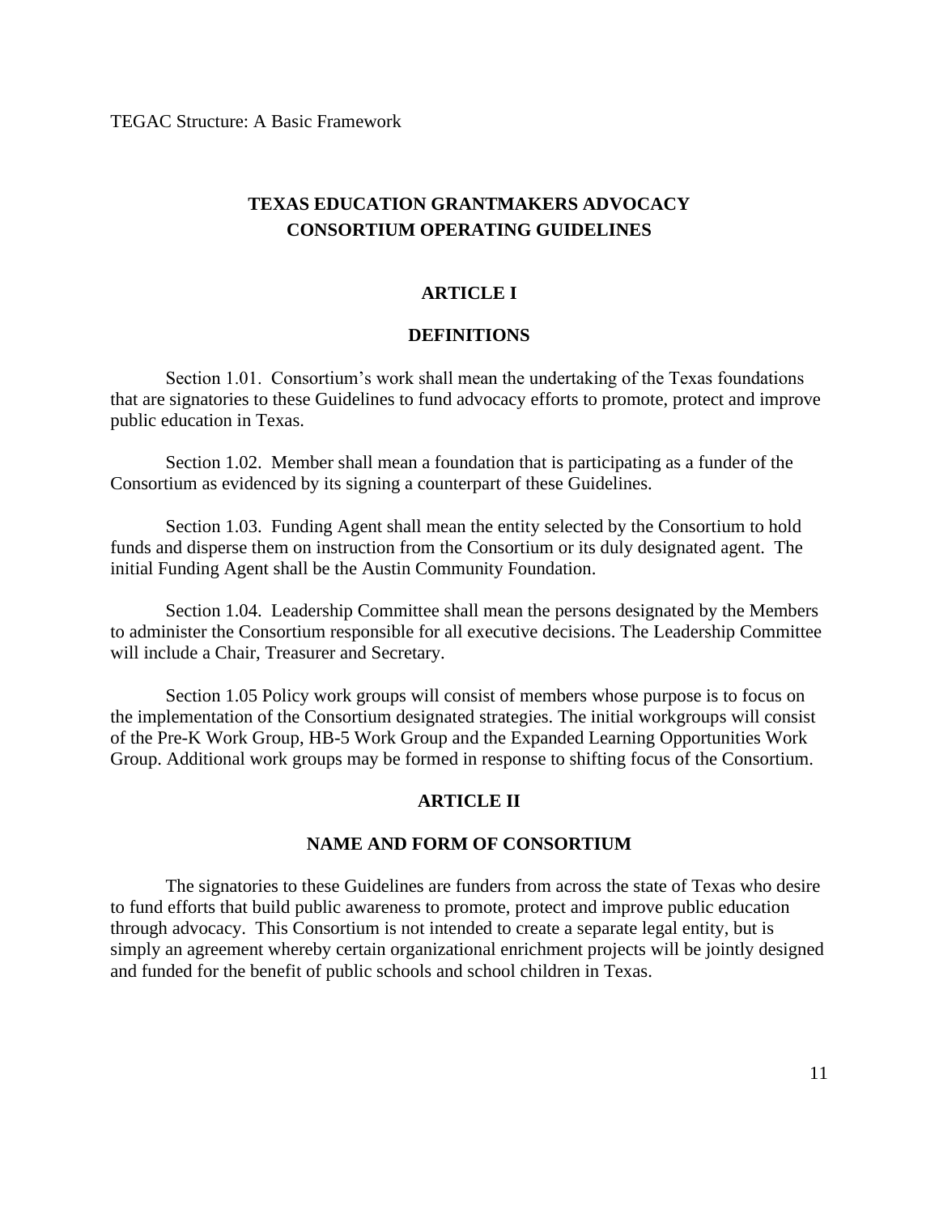TEGAC Structure: A Basic Framework

# TEXAS EDUCATION GRANTMAKERS ADVOCACY CONSORTIUM OPERATING GUIDELINES

## ARTICLE I

## DEFINITIONS

Section 1.01. Consortium's work shall mean the undertaking of the Texas foundations that are signatories to these Guidelines to fund advocacy efforts to promote, protect and improve public education in Texas.

Section 1.02. Member shall mean a foundation that is participating as a funder of the Consortium as evidenced by its signing a counterpart of these Guidelines.

Section 1.03. Funding Agent shall mean the entity selected by the Consortium to hold funds and disperse them on instruction from the Consortium or its duly designated agent. The initial Funding Agent shall be the Austin Community Foundation.

Section 1.04. Leadership Committee shall mean the persons designated by the Members to administer the Consortium responsible for all executive decisions. The Leadership Committee will include a Chair, Treasurer and Secretary.

Section 1.05 Policy work groups will consist of members whose purpose is to focus on the implementation of the Consortium designated strategies. The initial workgroups will consist of the Pre-K Work Group, HB-5 Work Group and the Expanded Learning Opportunities Work Group. Additional work groups may be formed in response to shifting focus of the Consortium.

## ARTICLE II

## NAME AND FORM OF CONSORTIUM

The signatories to these Guidelines are funders from across the state of Texas who desire to fund efforts that build public awareness to promote, protect and improve public education through advocacy. This Consortium is not intended to create a separate legal entity, but is simply an agreement whereby certain organizational enrichment projects will be jointly designed and funded for the benefit of public schools and school children in Texas.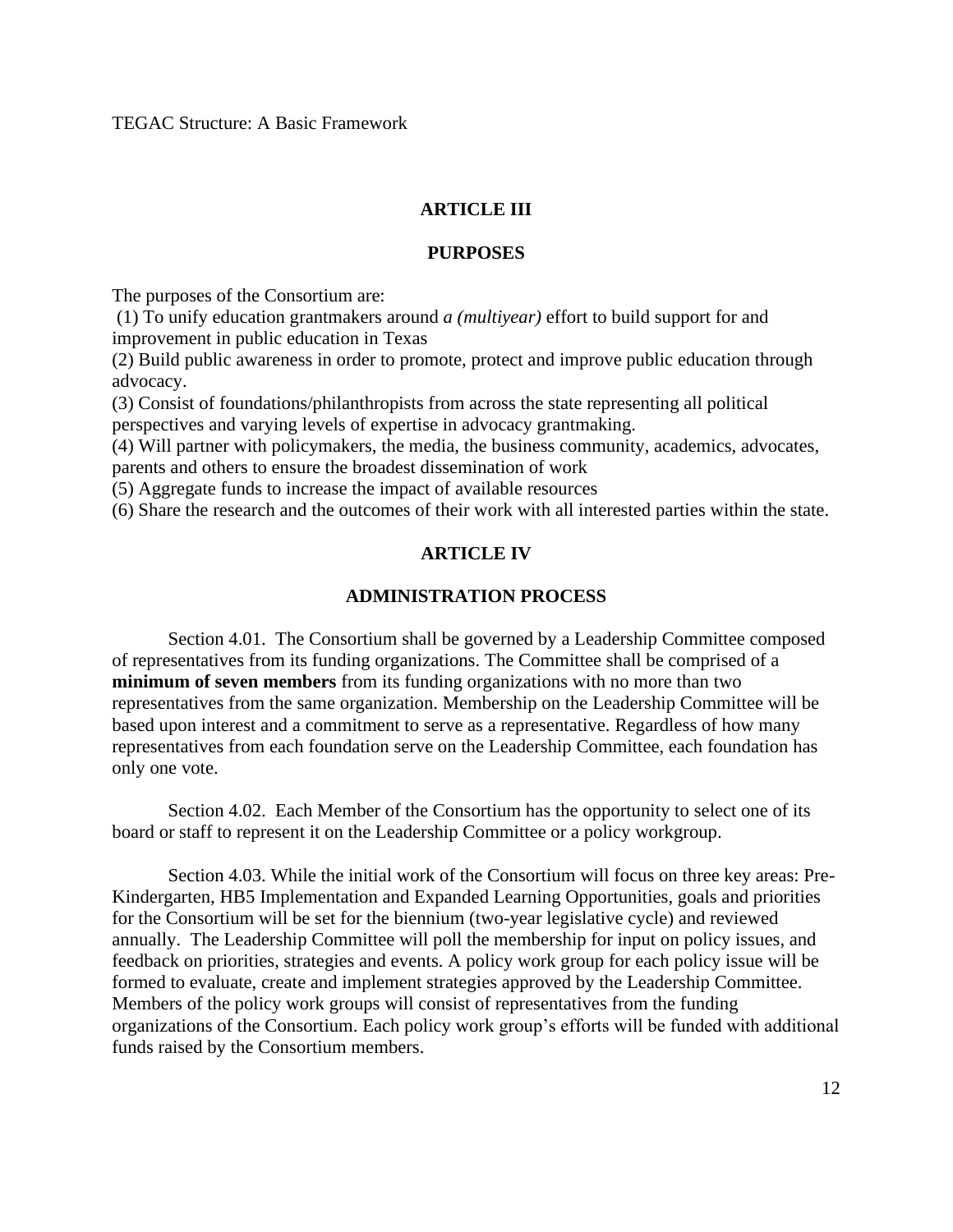TEGAC Structure: A Basic Framework

## ARTICLE III

## PURPOSES

The purposes of the Consortium are:

(1) To unify education grantmakers around *a (multiyear)* effort to build support for and improvement in public education in Texas

(2) Build public awareness in order to promote, protect and improve public education through advocacy.

(3) Consist of foundations/philanthropists from across the state representing all political perspectives and varying levels of expertise in advocacy grantmaking.

(4) Will partner with policymakers, the media, the business community, academics, advocates, parents and others to ensure the broadest dissemination of work

(5) Aggregate funds to increase the impact of available resources

(6) Share the research and the outcomes of their work with all interested parties within the state.

## ARTICLE IV

## ADMINISTRATION PROCESS

Section 4.01. The Consortium shall be governed by a Leadership Committee composed of representatives from its funding organizations. The Committee shall be comprised of a **minimum of seven members** from its funding organizations with no more than two representatives from the same organization. Membership on the Leadership Committee will be based upon interest and a commitment to serve as a representative. Regardless of how many representatives from each foundation serve on the Leadership Committee, each foundation has only one vote.

Section 4.02. Each Member of the Consortium has the opportunity to select one of its board or staff to represent it on the Leadership Committee or a policy workgroup.

Section 4.03. While the initial work of the Consortium will focus on three key areas: Pre-Kindergarten, HB5 Implementation and Expanded Learning Opportunities, goals and priorities for the Consortium will be set for the biennium (two-year legislative cycle) and reviewed annually. The Leadership Committee will poll the membership for input on policy issues, and feedback on priorities, strategies and events. A policy work group for each policy issue will be formed to evaluate, create and implement strategies approved by the Leadership Committee. Members of the policy work groups will consist of representatives from the funding organizations of the Consortium. Each policy work group's efforts will be funded with additional funds raised by the Consortium members.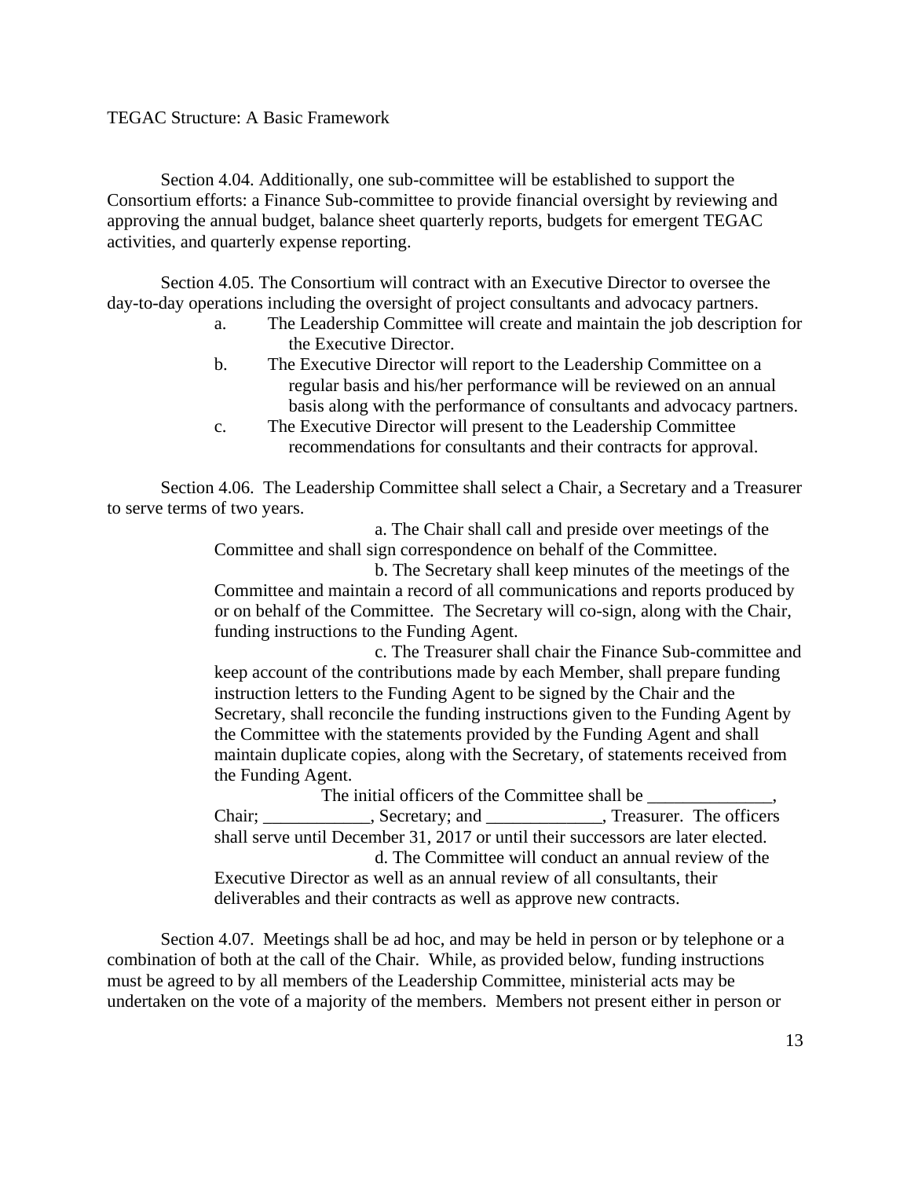Section 4.04. Additionally, one sub-committee will be established to support the Consortium efforts: a Finance Sub-committee to provide financial oversight by reviewing and approving the annual budget, balance sheet quarterly reports, budgets for emergent TEGAC activities, and quarterly expense reporting.

Section 4.05. The Consortium will contract with an Executive Director to oversee the day-to-day operations including the oversight of project consultants and advocacy partners.

a. The Leadership Committee will create and maintain the job description for the Executive Director.

b. The Executive Director will report to the Leadership Committee on a regular basis and his/her performance will be reviewed on an annual basis along with the performance of consultants and advocacy partners.

c. The Executive Director will present to the Leadership Committee recommendations for consultants and their contracts for approval.

Section 4.06. The Leadership Committee shall select a Chair, a Secretary and a Treasurer to serve terms of two years.

a. The Chair shall call and preside over meetings of the Committee and shall sign correspondence on behalf of the Committee.

b. The Secretary shall keep minutes of the meetings of the Committee and maintain a record of all communications and reports produced by or on behalf of the Committee. The Secretary will co-sign, along with the Chair, funding instructions to the Funding Agent.

c. The Treasurer shall chair the Finance Sub-committee and keep account of the contributions made by each Member, shall prepare funding instruction letters to the Funding Agent to be signed by the Chair and the Secretary, shall reconcile the funding instructions given to the Funding Agent by the Committee with the statements provided by the Funding Agent and shall maintain duplicate copies, along with the Secretary, of statements received from the Funding Agent.

The initial officers of the Committee shall be ______________, Chair; ____________, Secretary; and _____________, Treasurer. The officers shall serve until December 31, 2017 or until their successors are later elected.

d. The Committee will conduct an annual review of the Executive Director as well as an annual review of all consultants, their deliverables and their contracts as well as approve new contracts.

Section 4.07. Meetings shall be ad hoc, and may be held in person or by telephone or a combination of both at the call of the Chair. While, as provided below, funding instructions must be agreed to by all members of the Leadership Committee, ministerial acts may be undertaken on the vote of a majority of the members. Members not present either in person or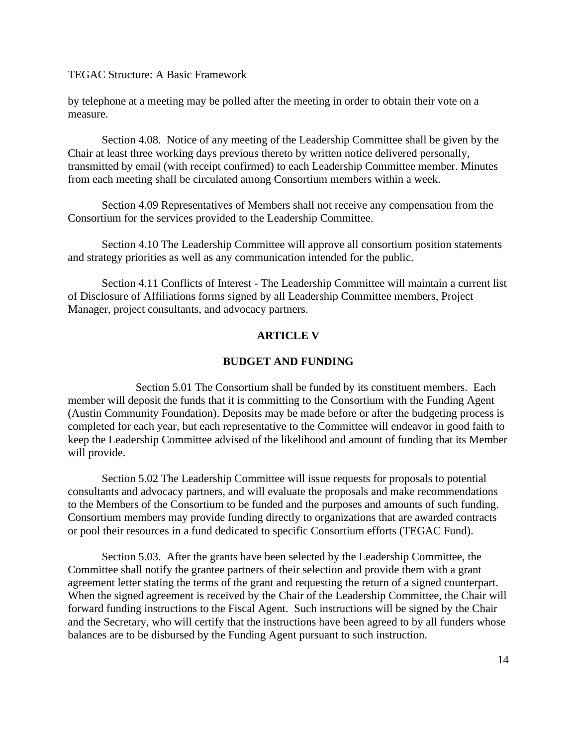by telephone at a meeting may be polled after the meeting in order to obtain their vote on a measure.

Section 4.08. Notice of any meeting of the Leadership Committee shall be given by the Chair at least three working days previous thereto by written notice delivered personally, transmitted by email (with receipt confirmed) to each Leadership Committee member. Minutes from each meeting shall be circulated among Consortium members within a week.

Section 4.09 Representatives of Members shall not receive any compensation from the Consortium for the services provided to the Leadership Committee.

Section 4.10 The Leadership Committee will approve all consortium position statements and strategy priorities as well as any communication intended for the public.

Section 4.11 Conflicts of Interest - The Leadership Committee will maintain a current list of Disclosure of Affiliations forms signed by all Leadership Committee members, Project Manager, project consultants, and advocacy partners.

## ARTICLE V

## BUDGET AND FUNDING

Section 5.01 The Consortium shall be funded by its constituent members. Each member will deposit the funds that it is committing to the Consortium with the Funding Agent (Austin Community Foundation). Deposits may be made before or after the budgeting process is completed for each year, but each representative to the Committee will endeavor in good faith to keep the Leadership Committee advised of the likelihood and amount of funding that its Member will provide.

Section 5.02 The Leadership Committee will issue requests for proposals to potential consultants and advocacy partners, and will evaluate the proposals and make recommendations to the Members of the Consortium to be funded and the purposes and amounts of such funding. Consortium members may provide funding directly to organizations that are awarded contracts or pool their resources in a fund dedicated to specific Consortium efforts (TEGAC Fund).

Section 5.03. After the grants have been selected by the Leadership Committee, the Committee shall notify the grantee partners of their selection and provide them with a grant agreement letter stating the terms of the grant and requesting the return of a signed counterpart. When the signed agreement is received by the Chair of the Leadership Committee, the Chair will forward funding instructions to the Fiscal Agent. Such instructions will be signed by the Chair and the Secretary, who will certify that the instructions have been agreed to by all funders whose balances are to be disbursed by the Funding Agent pursuant to such instruction.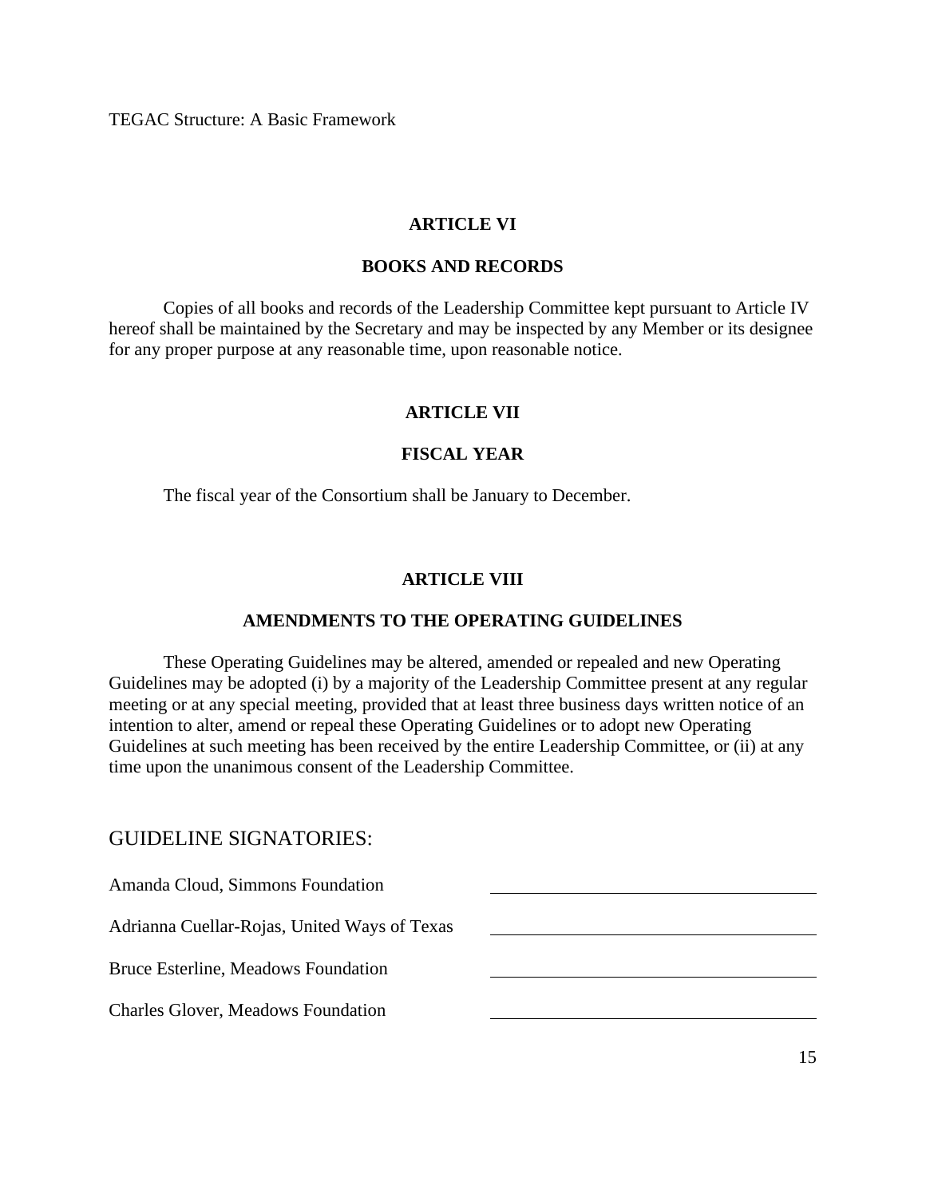## ARTICLE VI

## BOOKS AND RECORDS

Copies of all books and records of the Leadership Committee kept pursuant to Article IV hereof shall be maintained by the Secretary and may be inspected by any Member or its designee for any proper purpose at any reasonable time, upon reasonable notice.

## ARTICLE VII

## FISCAL YEAR

The fiscal year of the Consortium shall be January to December.

## ARTICLE VIII

## AMENDMENTS TO THE OPERATING GUIDELINES

These Operating Guidelines may be altered, amended or repealed and new Operating Guidelines may be adopted (i) by a majority of the Leadership Committee present at any regular meeting or at any special meeting, provided that at least three business days written notice of an intention to alter, amend or repeal these Operating Guidelines or to adopt new Operating Guidelines at such meeting has been received by the entire Leadership Committee, or (ii) at any time upon the unanimous consent of the Leadership Committee.

## GUIDELINE SIGNATORIES:

Amanda Cloud, Simmons Foundation ______________________________

Adrianna Cuellar-Rojas, United Ways of Texas ______________________________

Bruce Esterline, Meadows Foundation ______________________________

Charles Glover, Meadows Foundation ______________________________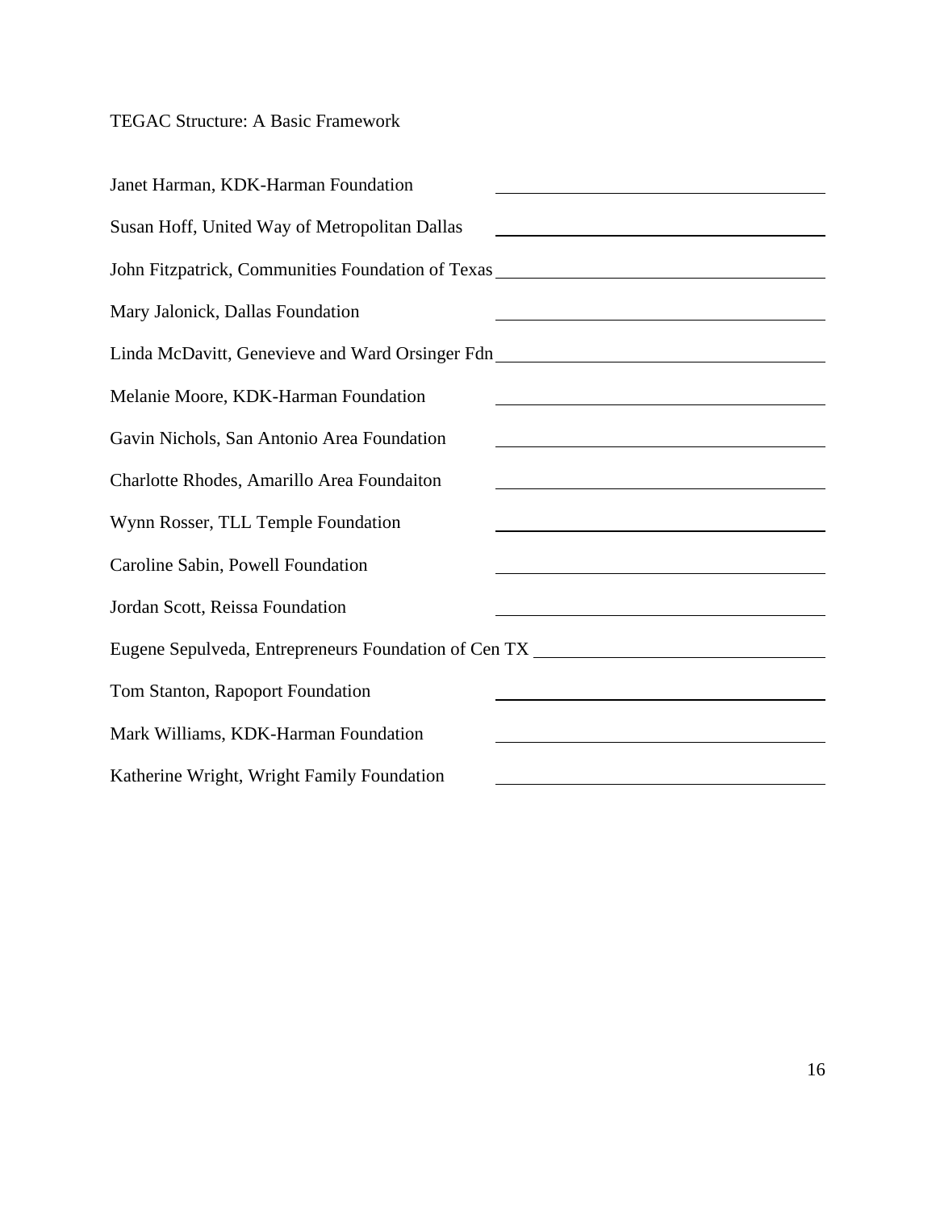TEGAC Structure: A Basic Framework

Janet Harman, KDK-Harman Foundation \_\_\_\_\_\_\_\_\_\_\_\_\_\_\_\_\_\_\_\_\_\_\_\_\_\_\_\_\_\_\_\_

Susan Hoff, United Way of Metropolitan Dallas \_\_\_\_\_\_\_\_\_\_\_\_\_\_\_\_\_\_\_\_\_\_\_\_\_\_\_\_\_\_\_\_

John Fitzpatrick, Communities Foundation of Texas \_\_\_\_\_\_\_\_\_\_\_\_\_\_\_\_\_\_\_\_\_\_\_\_\_\_\_\_\_\_\_\_

Mary Jalonick, Dallas Foundation \_\_\_\_\_\_\_\_\_\_\_\_\_\_\_\_\_\_\_\_\_\_\_\_\_\_\_\_\_\_\_\_

Linda McDavitt, Genevieve and Ward Orsinger Fdn \_\_\_\_\_\_\_\_\_\_\_\_\_\_\_\_\_\_\_\_\_\_\_\_\_\_\_\_\_\_\_\_

Melanie Moore, KDK-Harman Foundation \_\_\_\_\_\_\_\_\_\_\_\_\_\_\_\_\_\_\_\_\_\_\_\_\_\_\_\_\_\_\_\_

Gavin Nichols, San Antonio Area Foundation \_\_\_\_\_\_\_\_\_\_\_\_\_\_\_\_\_\_\_\_\_\_\_\_\_\_\_\_\_\_\_\_

Charlotte Rhodes, Amarillo Area Foundaiton \_\_\_\_\_\_\_\_\_\_\_\_\_\_\_\_\_\_\_\_\_\_\_\_\_\_\_\_\_\_\_\_

Wynn Rosser, TLL Temple Foundation \_\_\_\_\_\_\_\_\_\_\_\_\_\_\_\_\_\_\_\_\_\_\_\_\_\_\_\_\_\_\_\_

Caroline Sabin, Powell Foundation \_\_\_\_\_\_\_\_\_\_\_\_\_\_\_\_\_\_\_\_\_\_\_\_\_\_\_\_\_\_\_\_

Jordan Scott, Reissa Foundation \_\_\_\_\_\_\_\_\_\_\_\_\_\_\_\_\_\_\_\_\_\_\_\_\_\_\_\_\_\_\_\_

Eugene Sepulveda, Entrepreneurs Foundation of Cen TX \_\_\_\_\_\_\_\_\_\_\_\_\_\_\_\_\_\_\_\_\_\_\_\_\_\_\_\_\_\_\_\_

Tom Stanton, Rapoport Foundation \_\_\_\_\_\_\_\_\_\_\_\_\_\_\_\_\_\_\_\_\_\_\_\_\_\_\_\_\_\_\_\_

Mark Williams, KDK-Harman Foundation \_\_\_\_\_\_\_\_\_\_\_\_\_\_\_\_\_\_\_\_\_\_\_\_\_\_\_\_\_\_\_\_

Katherine Wright, Wright Family Foundation \_\_\_\_\_\_\_\_\_\_\_\_\_\_\_\_\_\_\_\_\_\_\_\_\_\_\_\_\_\_\_\_